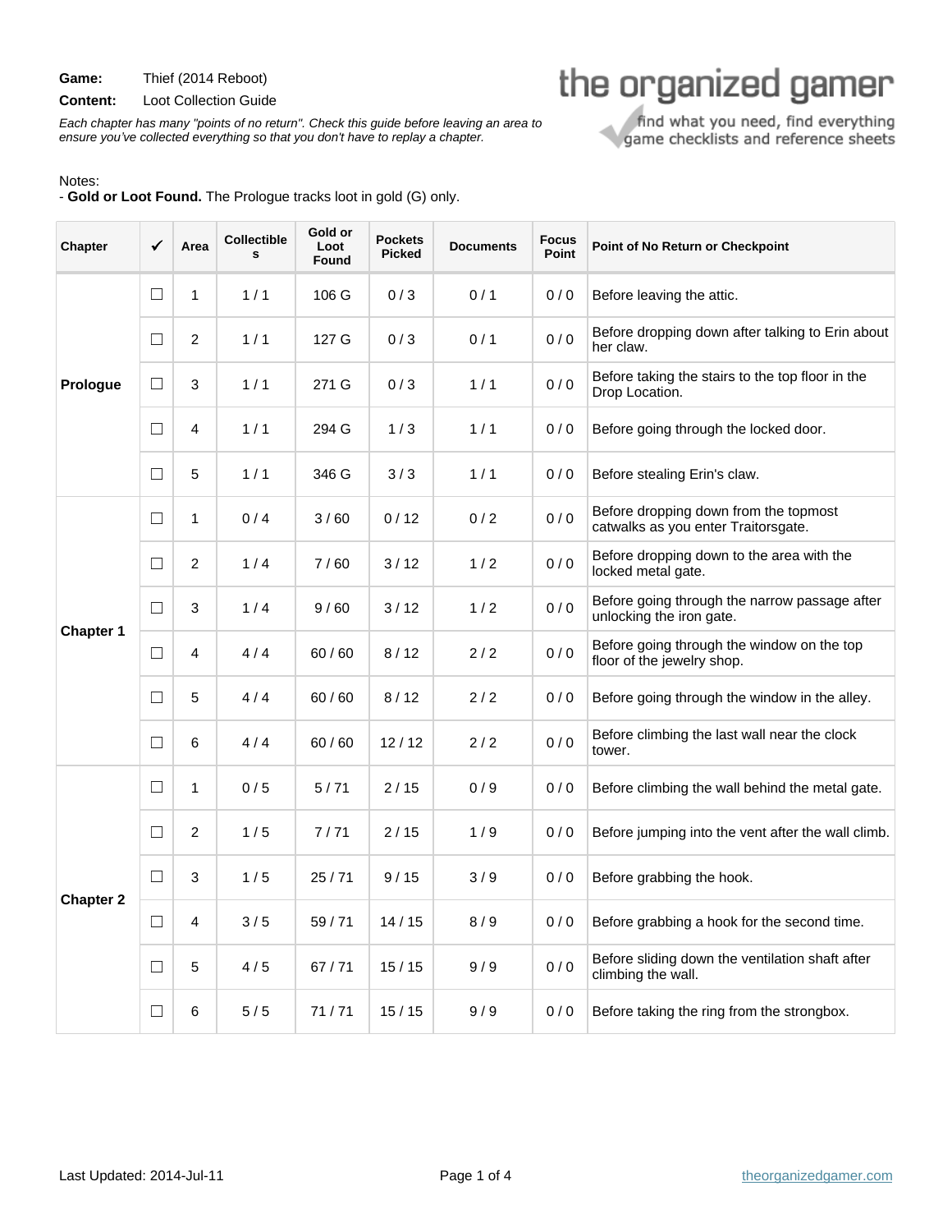**Game:** Thief (2014 Reboot)

**Content:** Loot Collection Guide

*Each chapter has many "points of no return". Check this guide before leaving an area to ensure you've collected everything so that you don't have to replay a chapter.*

the organized gamer
find what you need, find everything
game checklists and reference sheets

Notes:
- **Gold or Loot Found.** The Prologue tracks loot in gold (G) only.

| Chapter | ✔ | Area | Collectibles | Gold or Loot Found | Pockets Picked | Documents | Focus Point | Point of No Return or Checkpoint |
|---|---|---|---|---|---|---|---|---|
| Prologue | ☐ | 1 | 1 / 1 | 106 G | 0 / 3 | 0 / 1 | 0 / 0 | Before leaving the attic. |
| | ☐ | 2 | 1 / 1 | 127 G | 0 / 3 | 0 / 1 | 0 / 0 | Before dropping down after talking to Erin about her claw. |
| | ☐ | 3 | 1 / 1 | 271 G | 0 / 3 | 1 / 1 | 0 / 0 | Before taking the stairs to the top floor in the Drop Location. |
| | ☐ | 4 | 1 / 1 | 294 G | 1 / 3 | 1 / 1 | 0 / 0 | Before going through the locked door. |
| | ☐ | 5 | 1 / 1 | 346 G | 3 / 3 | 1 / 1 | 0 / 0 | Before stealing Erin's claw. |
| Chapter 1 | ☐ | 1 | 0 / 4 | 3 / 60 | 0 / 12 | 0 / 2 | 0 / 0 | Before dropping down from the topmost catwalks as you enter Traitorsgate. |
| | ☐ | 2 | 1 / 4 | 7 / 60 | 3 / 12 | 1 / 2 | 0 / 0 | Before dropping down to the area with the locked metal gate. |
| | ☐ | 3 | 1 / 4 | 9 / 60 | 3 / 12 | 1 / 2 | 0 / 0 | Before going through the narrow passage after unlocking the iron gate. |
| | ☐ | 4 | 4 / 4 | 60 / 60 | 8 / 12 | 2 / 2 | 0 / 0 | Before going through the window on the top floor of the jewelry shop. |
| | ☐ | 5 | 4 / 4 | 60 / 60 | 8 / 12 | 2 / 2 | 0 / 0 | Before going through the window in the alley. |
| | ☐ | 6 | 4 / 4 | 60 / 60 | 12 / 12 | 2 / 2 | 0 / 0 | Before climbing the last wall near the clock tower. |
| Chapter 2 | ☐ | 1 | 0 / 5 | 5 / 71 | 2 / 15 | 0 / 9 | 0 / 0 | Before climbing the wall behind the metal gate. |
| | ☐ | 2 | 1 / 5 | 7 / 71 | 2 / 15 | 1 / 9 | 0 / 0 | Before jumping into the vent after the wall climb. |
| | ☐ | 3 | 1 / 5 | 25 / 71 | 9 / 15 | 3 / 9 | 0 / 0 | Before grabbing the hook. |
| | ☐ | 4 | 3 / 5 | 59 / 71 | 14 / 15 | 8 / 9 | 0 / 0 | Before grabbing a hook for the second time. |
| | ☐ | 5 | 4 / 5 | 67 / 71 | 15 / 15 | 9 / 9 | 0 / 0 | Before sliding down the ventilation shaft after climbing the wall. |
| | ☐ | 6 | 5 / 5 | 71 / 71 | 15 / 15 | 9 / 9 | 0 / 0 | Before taking the ring from the strongbox. |

Last Updated: 2014-Jul-11

theorganizedgamer.com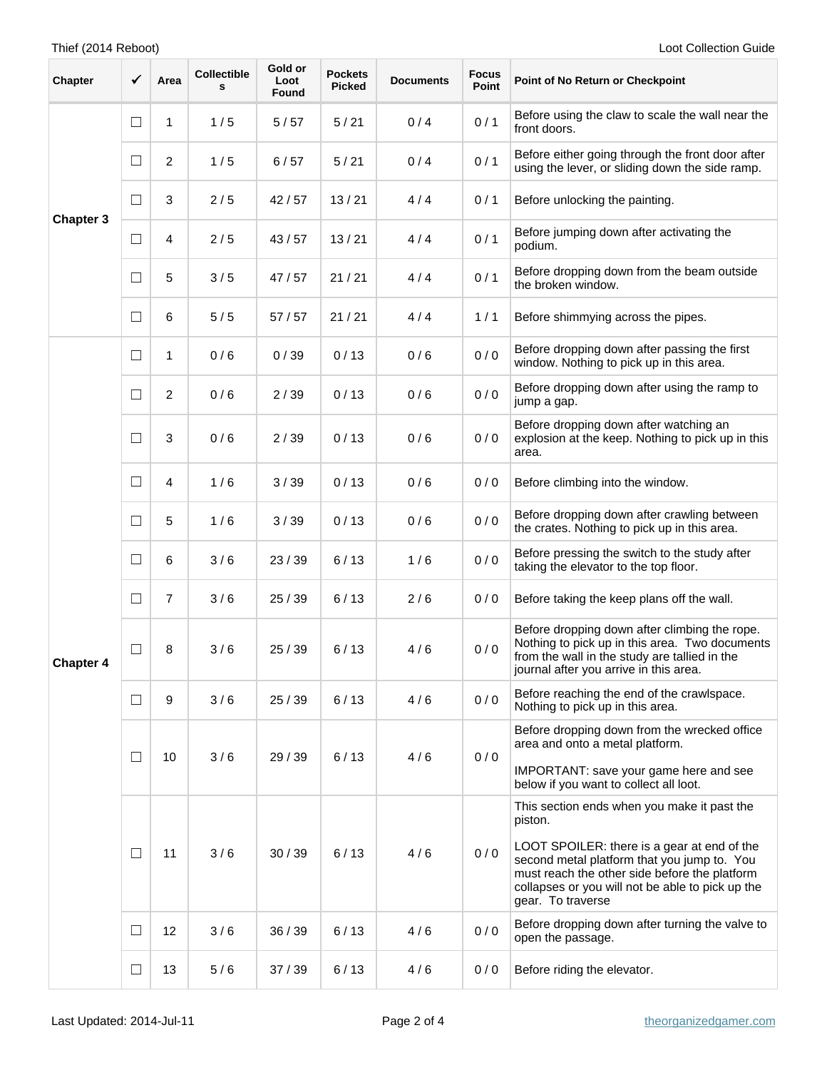| Chapter | ✔ | Area | Collectibles | Gold or Loot Found | Pockets Picked | Documents | Focus Point | Point of No Return or Checkpoint |
|---|---|---|---|---|---|---|---|---|
| Chapter 3 | ☐ | 1 | 1 / 5 | 5 / 57 | 5 / 21 | 0 / 4 | 0 / 1 | Before using the claw to scale the wall near the front doors. |
| | ☐ | 2 | 1 / 5 | 6 / 57 | 5 / 21 | 0 / 4 | 0 / 1 | Before either going through the front door after using the lever, or sliding down the side ramp. |
| | ☐ | 3 | 2 / 5 | 42 / 57 | 13 / 21 | 4 / 4 | 0 / 1 | Before unlocking the painting. |
| | ☐ | 4 | 2 / 5 | 43 / 57 | 13 / 21 | 4 / 4 | 0 / 1 | Before jumping down after activating the podium. |
| | ☐ | 5 | 3 / 5 | 47 / 57 | 21 / 21 | 4 / 4 | 0 / 1 | Before dropping down from the beam outside the broken window. |
| | ☐ | 6 | 5 / 5 | 57 / 57 | 21 / 21 | 4 / 4 | 1 / 1 | Before shimmying across the pipes. |
| Chapter 4 | ☐ | 1 | 0 / 6 | 0 / 39 | 0 / 13 | 0 / 6 | 0 / 0 | Before dropping down after passing the first window. Nothing to pick up in this area. |
| | ☐ | 2 | 0 / 6 | 2 / 39 | 0 / 13 | 0 / 6 | 0 / 0 | Before dropping down after using the ramp to jump a gap. |
| | ☐ | 3 | 0 / 6 | 2 / 39 | 0 / 13 | 0 / 6 | 0 / 0 | Before dropping down after watching an explosion at the keep. Nothing to pick up in this area. |
| | ☐ | 4 | 1 / 6 | 3 / 39 | 0 / 13 | 0 / 6 | 0 / 0 | Before climbing into the window. |
| | ☐ | 5 | 1 / 6 | 3 / 39 | 0 / 13 | 0 / 6 | 0 / 0 | Before dropping down after crawling between the crates. Nothing to pick up in this area. |
| | ☐ | 6 | 3 / 6 | 23 / 39 | 6 / 13 | 1 / 6 | 0 / 0 | Before pressing the switch to the study after taking the elevator to the top floor. |
| | ☐ | 7 | 3 / 6 | 25 / 39 | 6 / 13 | 2 / 6 | 0 / 0 | Before taking the keep plans off the wall. |
| | ☐ | 8 | 3 / 6 | 25 / 39 | 6 / 13 | 4 / 6 | 0 / 0 | Before dropping down after climbing the rope. Nothing to pick up in this area. Two documents from the wall in the study are tallied in the journal after you arrive in this area. |
| | ☐ | 9 | 3 / 6 | 25 / 39 | 6 / 13 | 4 / 6 | 0 / 0 | Before reaching the end of the crawlspace. Nothing to pick up in this area. |
| | ☐ | 10 | 3 / 6 | 29 / 39 | 6 / 13 | 4 / 6 | 0 / 0 | Before dropping down from the wrecked office area and onto a metal platform.<br><br>IMPORTANT: save your game here and see below if you want to collect all loot. |
| | ☐ | 11 | 3 / 6 | 30 / 39 | 6 / 13 | 4 / 6 | 0 / 0 | This section ends when you make it past the piston.<br><br>LOOT SPOILER: there is a gear at end of the second metal platform that you jump to. You must reach the other side before the platform collapses or you will not be able to pick up the gear. To traverse |
| | ☐ | 12 | 3 / 6 | 36 / 39 | 6 / 13 | 4 / 6 | 0 / 0 | Before dropping down after turning the valve to open the passage. |
| | ☐ | 13 | 5 / 6 | 37 / 39 | 6 / 13 | 4 / 6 | 0 / 0 | Before riding the elevator. |

Last Updated: 2014-Jul-11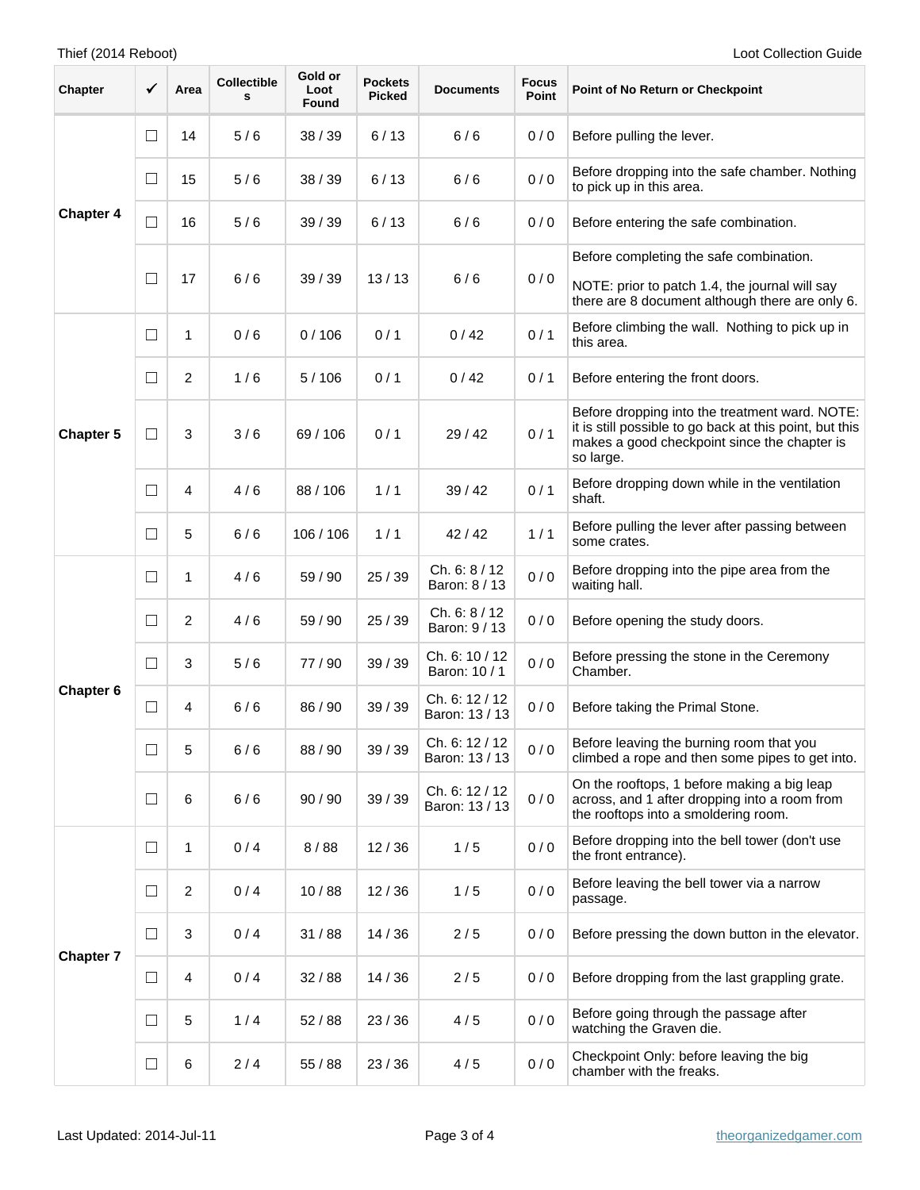| Chapter | ✔ | Area | Collectibles | Gold or Loot Found | Pockets Picked | Documents | Focus Point | Point of No Return or Checkpoint |
|---|---|---|---|---|---|---|---|---|
| Chapter 4 | ☐ | 14 | 5 / 6 | 38 / 39 | 6 / 13 | 6 / 6 | 0 / 0 | Before pulling the lever. |
| | ☐ | 15 | 5 / 6 | 38 / 39 | 6 / 13 | 6 / 6 | 0 / 0 | Before dropping into the safe chamber. Nothing to pick up in this area. |
| | ☐ | 16 | 5 / 6 | 39 / 39 | 6 / 13 | 6 / 6 | 0 / 0 | Before entering the safe combination. |
| | ☐ | 17 | 6 / 6 | 39 / 39 | 13 / 13 | 6 / 6 | 0 / 0 | Before completing the safe combination. NOTE: prior to patch 1.4, the journal will say there are 8 document although there are only 6. |
| Chapter 5 | ☐ | 1 | 0 / 6 | 0 / 106 | 0 / 1 | 0 / 42 | 0 / 1 | Before climbing the wall. Nothing to pick up in this area. |
| | ☐ | 2 | 1 / 6 | 5 / 106 | 0 / 1 | 0 / 42 | 0 / 1 | Before entering the front doors. |
| | ☐ | 3 | 3 / 6 | 69 / 106 | 0 / 1 | 29 / 42 | 0 / 1 | Before dropping into the treatment ward. NOTE: it is still possible to go back at this point, but this makes a good checkpoint since the chapter is so large. |
| | ☐ | 4 | 4 / 6 | 88 / 106 | 1 / 1 | 39 / 42 | 0 / 1 | Before dropping down while in the ventilation shaft. |
| | ☐ | 5 | 6 / 6 | 106 / 106 | 1 / 1 | 42 / 42 | 1 / 1 | Before pulling the lever after passing between some crates. |
| Chapter 6 | ☐ | 1 | 4 / 6 | 59 / 90 | 25 / 39 | Ch. 6: 8 / 12 Baron: 8 / 13 | 0 / 0 | Before dropping into the pipe area from the waiting hall. |
| | ☐ | 2 | 4 / 6 | 59 / 90 | 25 / 39 | Ch. 6: 8 / 12 Baron: 9 / 13 | 0 / 0 | Before opening the study doors. |
| | ☐ | 3 | 5 / 6 | 77 / 90 | 39 / 39 | Ch. 6: 10 / 12 Baron: 10 / 1 | 0 / 0 | Before pressing the stone in the Ceremony Chamber. |
| | ☐ | 4 | 6 / 6 | 86 / 90 | 39 / 39 | Ch. 6: 12 / 12 Baron: 13 / 13 | 0 / 0 | Before taking the Primal Stone. |
| | ☐ | 5 | 6 / 6 | 88 / 90 | 39 / 39 | Ch. 6: 12 / 12 Baron: 13 / 13 | 0 / 0 | Before leaving the burning room that you climbed a rope and then some pipes to get into. |
| | ☐ | 6 | 6 / 6 | 90 / 90 | 39 / 39 | Ch. 6: 12 / 12 Baron: 13 / 13 | 0 / 0 | On the rooftops, 1 before making a big leap across, and 1 after dropping into a room from the rooftops into a smoldering room. |
| Chapter 7 | ☐ | 1 | 0 / 4 | 8 / 88 | 12 / 36 | 1 / 5 | 0 / 0 | Before dropping into the bell tower (don't use the front entrance). |
| | ☐ | 2 | 0 / 4 | 10 / 88 | 12 / 36 | 1 / 5 | 0 / 0 | Before leaving the bell tower via a narrow passage. |
| | ☐ | 3 | 0 / 4 | 31 / 88 | 14 / 36 | 2 / 5 | 0 / 0 | Before pressing the down button in the elevator. |
| | ☐ | 4 | 0 / 4 | 32 / 88 | 14 / 36 | 2 / 5 | 0 / 0 | Before dropping from the last grappling grate. |
| | ☐ | 5 | 1 / 4 | 52 / 88 | 23 / 36 | 4 / 5 | 0 / 0 | Before going through the passage after watching the Graven die. |
| | ☐ | 6 | 2 / 4 | 55 / 88 | 23 / 36 | 4 / 5 | 0 / 0 | Checkpoint Only: before leaving the big chamber with the freaks. |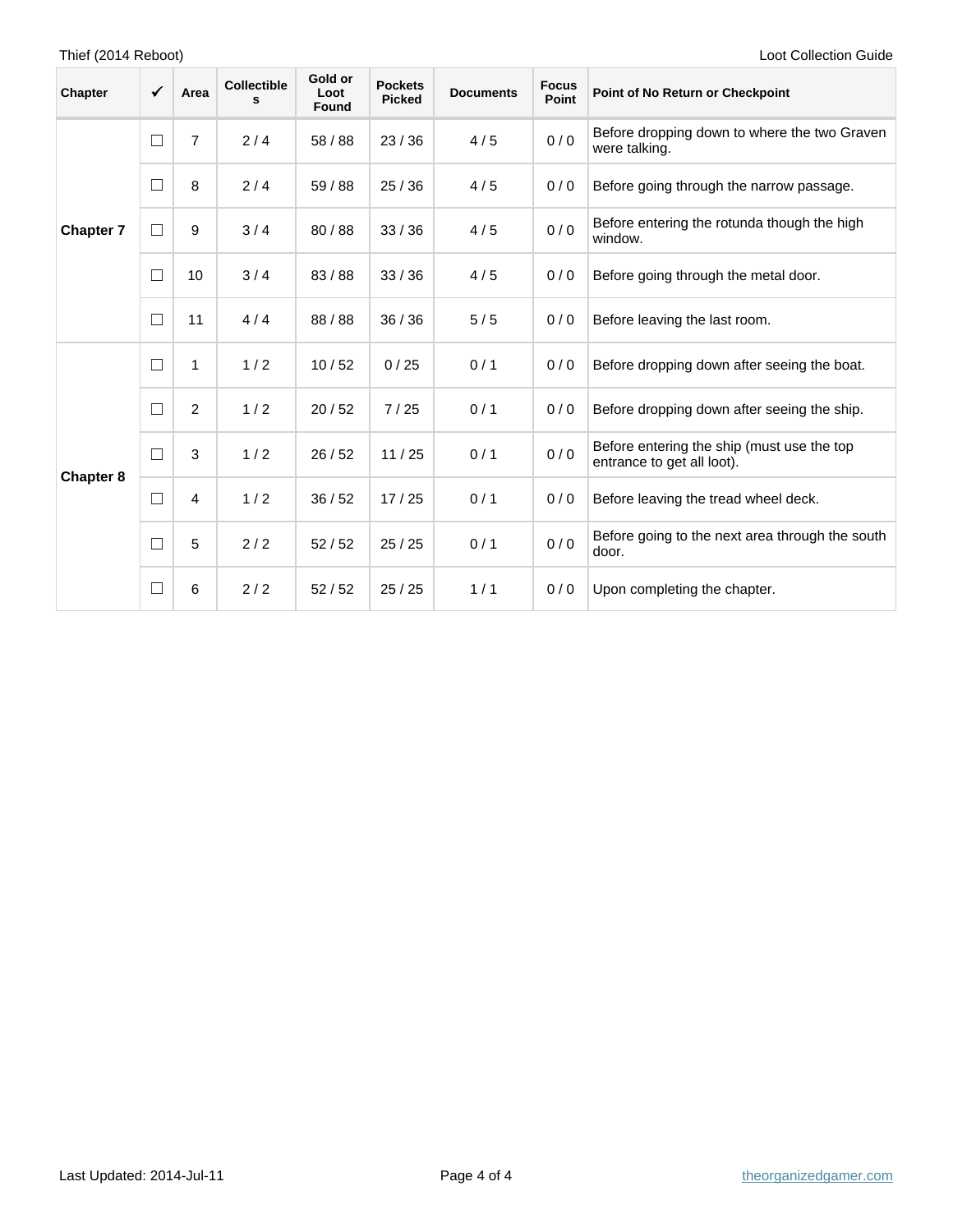| Chapter | ✔ | Area | Collectibles | Gold or Loot Found | Pockets Picked | Documents | Focus Point | Point of No Return or Checkpoint |
|---|---|---|---|---|---|---|---|---|
| Chapter 7 | ☐ | 7 | 2 / 4 | 58 / 88 | 23 / 36 | 4 / 5 | 0 / 0 | Before dropping down to where the two Graven were talking. |
| | ☐ | 8 | 2 / 4 | 59 / 88 | 25 / 36 | 4 / 5 | 0 / 0 | Before going through the narrow passage. |
| | ☐ | 9 | 3 / 4 | 80 / 88 | 33 / 36 | 4 / 5 | 0 / 0 | Before entering the rotunda though the high window. |
| | ☐ | 10 | 3 / 4 | 83 / 88 | 33 / 36 | 4 / 5 | 0 / 0 | Before going through the metal door. |
| | ☐ | 11 | 4 / 4 | 88 / 88 | 36 / 36 | 5 / 5 | 0 / 0 | Before leaving the last room. |
| Chapter 8 | ☐ | 1 | 1 / 2 | 10 / 52 | 0 / 25 | 0 / 1 | 0 / 0 | Before dropping down after seeing the boat. |
| | ☐ | 2 | 1 / 2 | 20 / 52 | 7 / 25 | 0 / 1 | 0 / 0 | Before dropping down after seeing the ship. |
| | ☐ | 3 | 1 / 2 | 26 / 52 | 11 / 25 | 0 / 1 | 0 / 0 | Before entering the ship (must use the top entrance to get all loot). |
| | ☐ | 4 | 1 / 2 | 36 / 52 | 17 / 25 | 0 / 1 | 0 / 0 | Before leaving the tread wheel deck. |
| | ☐ | 5 | 2 / 2 | 52 / 52 | 25 / 25 | 0 / 1 | 0 / 0 | Before going to the next area through the south door. |
| | ☐ | 6 | 2 / 2 | 52 / 52 | 25 / 25 | 1 / 1 | 0 / 0 | Upon completing the chapter. |